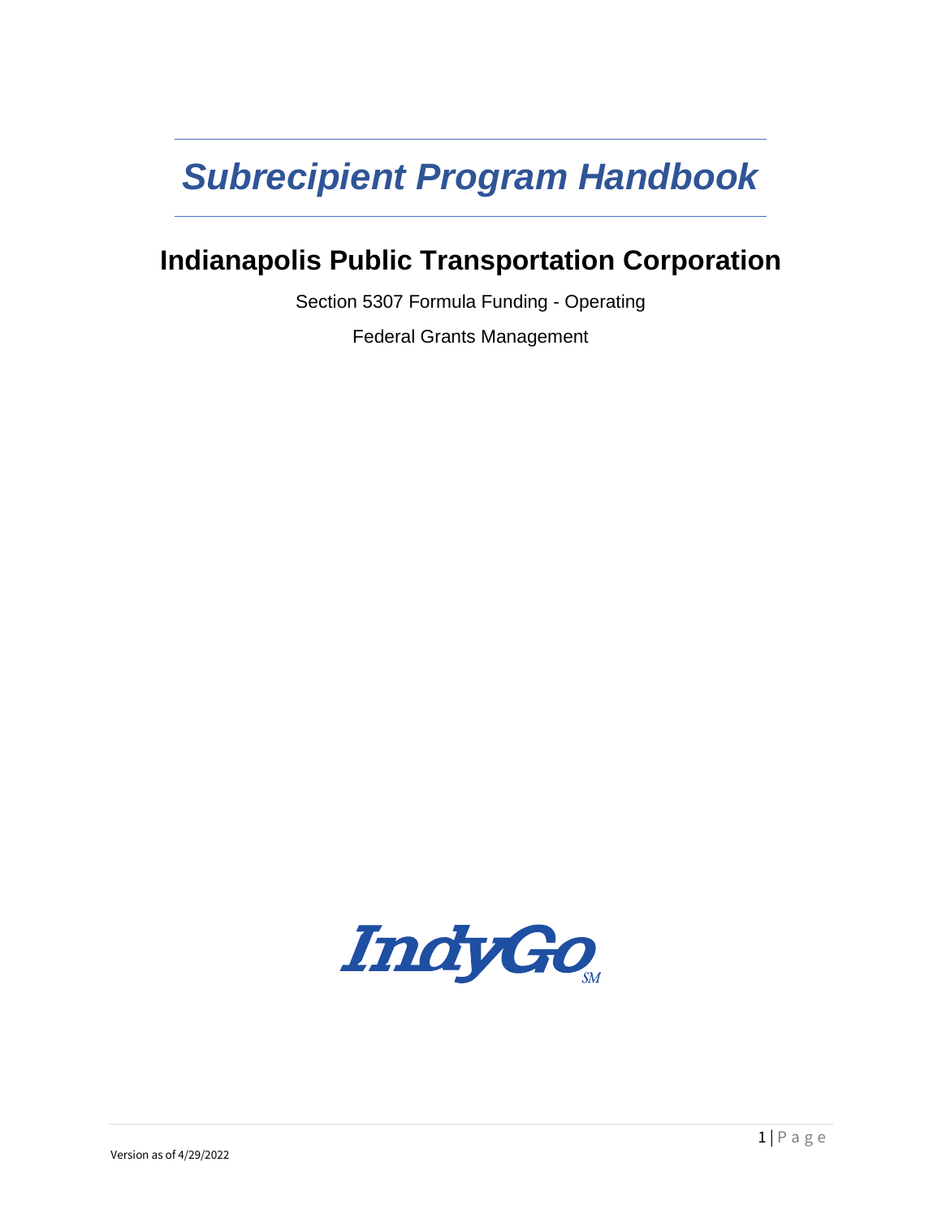# *Subrecipient Program Handbook*

## Indianapolis Public Transportation Corporation

Section 5307 Formula Funding - Operating

Federal Grants Management

Version as of 4/29/2022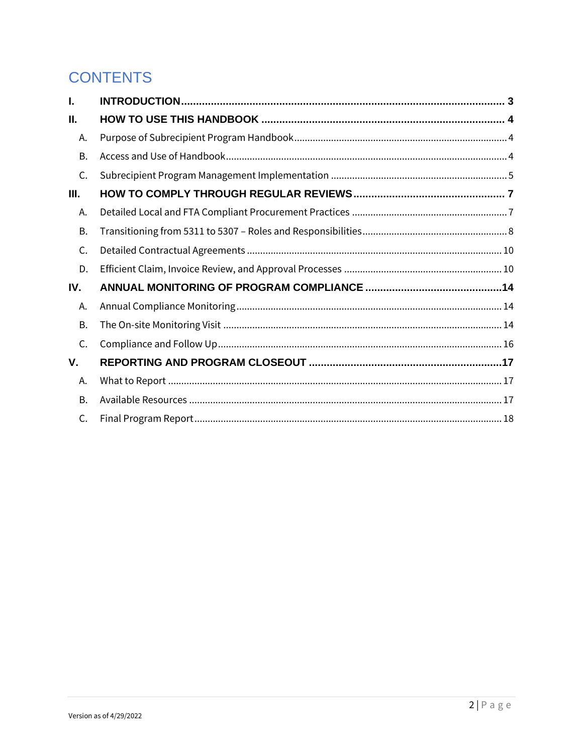# CONTENTS

| | | |
|---|---|---|
| **I.** | **INTRODUCTION** | **3** |
| **II.** | **HOW TO USE THIS HANDBOOK** | **4** |
| A. | Purpose of Subrecipient Program Handbook | 4 |
| B. | Access and Use of Handbook | 4 |
| C. | Subrecipient Program Management Implementation | 5 |
| **III.** | **HOW TO COMPLY THROUGH REGULAR REVIEWS** | **7** |
| A. | Detailed Local and FTA Compliant Procurement Practices | 7 |
| B. | Transitioning from 5311 to 5307 – Roles and Responsibilities | 8 |
| C. | Detailed Contractual Agreements | 10 |
| D. | Efficient Claim, Invoice Review, and Approval Processes | 10 |
| **IV.** | **ANNUAL MONITORING OF PROGRAM COMPLIANCE** | **14** |
| A. | Annual Compliance Monitoring | 14 |
| B. | The On-site Monitoring Visit | 14 |
| C. | Compliance and Follow Up | 16 |
| **V.** | **REPORTING AND PROGRAM CLOSEOUT** | **17** |
| A. | What to Report | 17 |
| B. | Available Resources | 17 |
| C. | Final Program Report | 18 |

Version as of 4/29/2022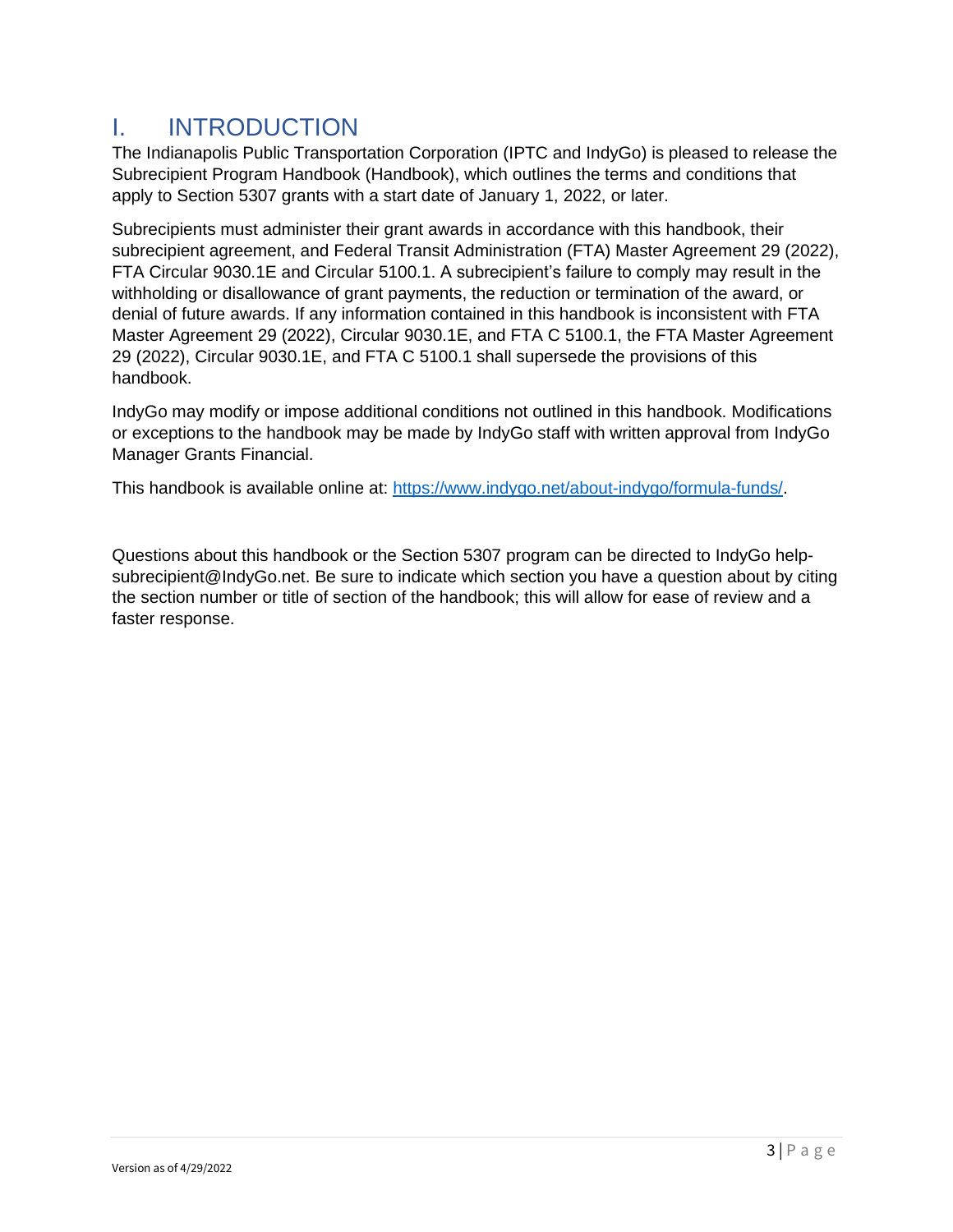# I. INTRODUCTION

The Indianapolis Public Transportation Corporation (IPTC and IndyGo) is pleased to release the Subrecipient Program Handbook (Handbook), which outlines the terms and conditions that apply to Section 5307 grants with a start date of January 1, 2022, or later.

Subrecipients must administer their grant awards in accordance with this handbook, their subrecipient agreement, and Federal Transit Administration (FTA) Master Agreement 29 (2022), FTA Circular 9030.1E and Circular 5100.1. A subrecipient's failure to comply may result in the withholding or disallowance of grant payments, the reduction or termination of the award, or denial of future awards. If any information contained in this handbook is inconsistent with FTA Master Agreement 29 (2022), Circular 9030.1E, and FTA C 5100.1, the FTA Master Agreement 29 (2022), Circular 9030.1E, and FTA C 5100.1 shall supersede the provisions of this handbook.

IndyGo may modify or impose additional conditions not outlined in this handbook. Modifications or exceptions to the handbook may be made by IndyGo staff with written approval from IndyGo Manager Grants Financial.

This handbook is available online at: [https://www.indygo.net/about-indygo/formula-funds/](https://www.indygo.net/about-indygo/formula-funds/).

Questions about this handbook or the Section 5307 program can be directed to IndyGo help-subrecipient@IndyGo.net. Be sure to indicate which section you have a question about by citing the section number or title of section of the handbook; this will allow for ease of review and a faster response.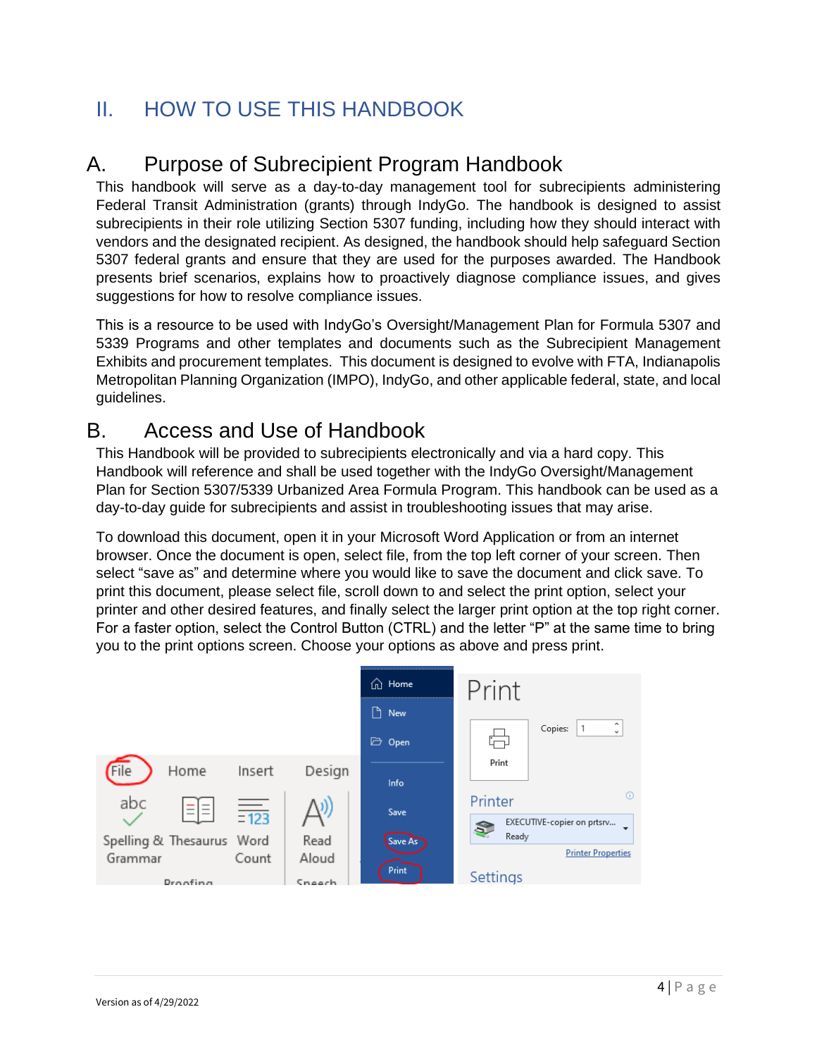# II. HOW TO USE THIS HANDBOOK

## A. Purpose of Subrecipient Program Handbook

This handbook will serve as a day-to-day management tool for subrecipients administering Federal Transit Administration (grants) through IndyGo. The handbook is designed to assist subrecipients in their role utilizing Section 5307 funding, including how they should interact with vendors and the designated recipient. As designed, the handbook should help safeguard Section 5307 federal grants and ensure that they are used for the purposes awarded. The Handbook presents brief scenarios, explains how to proactively diagnose compliance issues, and gives suggestions for how to resolve compliance issues.

This is a resource to be used with IndyGo's Oversight/Management Plan for Formula 5307 and 5339 Programs and other templates and documents such as the Subrecipient Management Exhibits and procurement templates. This document is designed to evolve with FTA, Indianapolis Metropolitan Planning Organization (IMPO), IndyGo, and other applicable federal, state, and local guidelines.

## B. Access and Use of Handbook

This Handbook will be provided to subrecipients electronically and via a hard copy. This Handbook will reference and shall be used together with the IndyGo Oversight/Management Plan for Section 5307/5339 Urbanized Area Formula Program. This handbook can be used as a day-to-day guide for subrecipients and assist in troubleshooting issues that may arise.

To download this document, open it in your Microsoft Word Application or from an internet browser. Once the document is open, select file, from the top left corner of your screen. Then select "save as" and determine where you would like to save the document and click save. To print this document, please select file, scroll down to and select the print option, select your printer and other desired features, and finally select the larger print option at the top right corner. For a faster option, select the Control Button (CTRL) and the letter "P" at the same time to bring you to the print options screen. Choose your options as above and press print.

Version as of 4/29/2022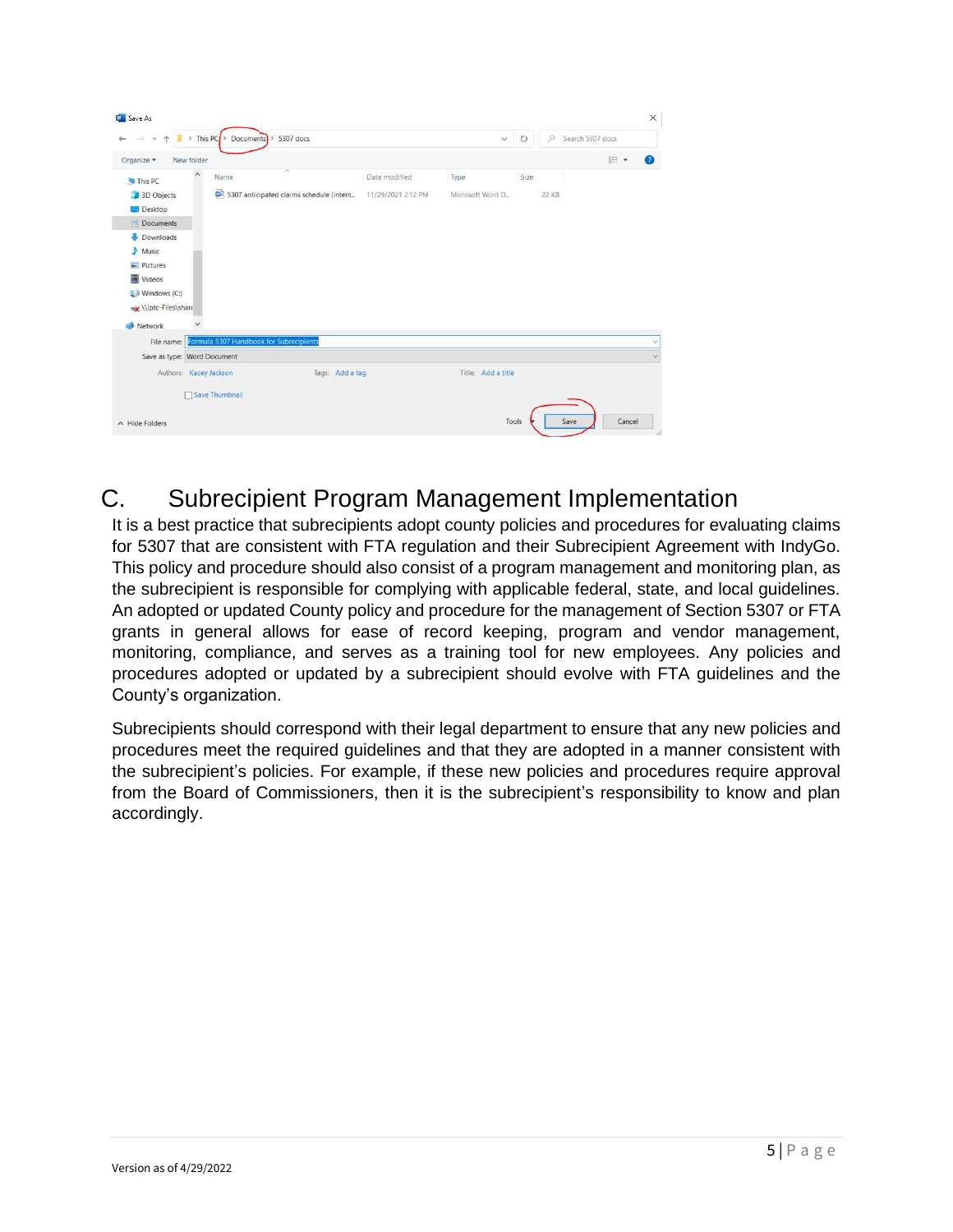## C. Subrecipient Program Management Implementation

It is a best practice that subrecipients adopt county policies and procedures for evaluating claims for 5307 that are consistent with FTA regulation and their Subrecipient Agreement with IndyGo. This policy and procedure should also consist of a program management and monitoring plan, as the subrecipient is responsible for complying with applicable federal, state, and local guidelines. An adopted or updated County policy and procedure for the management of Section 5307 or FTA grants in general allows for ease of record keeping, program and vendor management, monitoring, compliance, and serves as a training tool for new employees. Any policies and procedures adopted or updated by a subrecipient should evolve with FTA guidelines and the County's organization.

Subrecipients should correspond with their legal department to ensure that any new policies and procedures meet the required guidelines and that they are adopted in a manner consistent with the subrecipient's policies. For example, if these new policies and procedures require approval from the Board of Commissioners, then it is the subrecipient's responsibility to know and plan accordingly.

Version as of 4/29/2022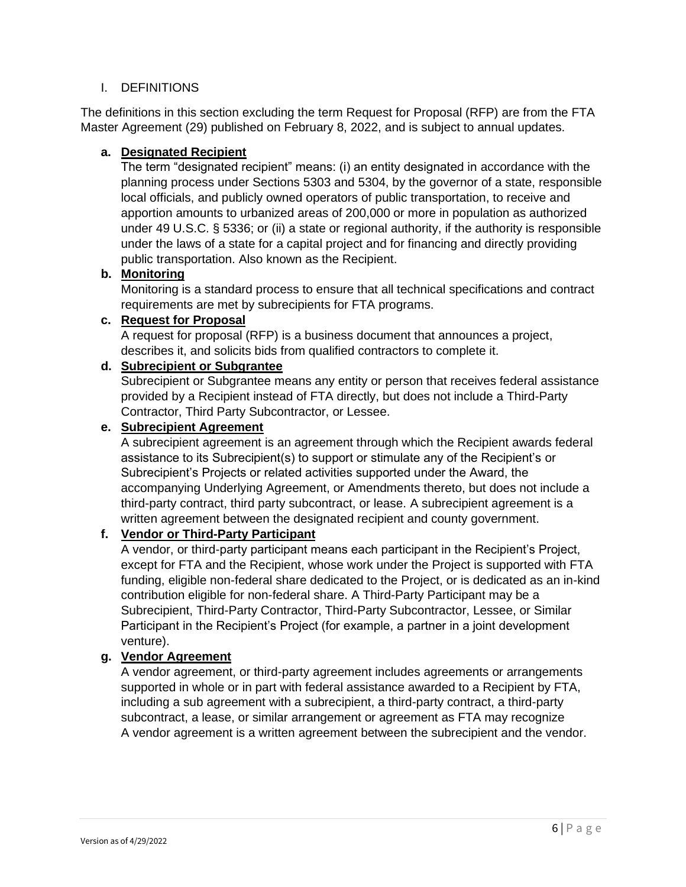## I. DEFINITIONS

The definitions in this section excluding the term Request for Proposal (RFP) are from the FTA Master Agreement (29) published on February 8, 2022, and is subject to annual updates.

**a. Designated Recipient**

The term "designated recipient" means: (i) an entity designated in accordance with the planning process under Sections 5303 and 5304, by the governor of a state, responsible local officials, and publicly owned operators of public transportation, to receive and apportion amounts to urbanized areas of 200,000 or more in population as authorized under 49 U.S.C. § 5336; or (ii) a state or regional authority, if the authority is responsible under the laws of a state for a capital project and for financing and directly providing public transportation. Also known as the Recipient.

**b. Monitoring**

Monitoring is a standard process to ensure that all technical specifications and contract requirements are met by subrecipients for FTA programs.

**c. Request for Proposal**

A request for proposal (RFP) is a business document that announces a project, describes it, and solicits bids from qualified contractors to complete it.

**d. Subrecipient or Subgrantee**

Subrecipient or Subgrantee means any entity or person that receives federal assistance provided by a Recipient instead of FTA directly, but does not include a Third-Party Contractor, Third Party Subcontractor, or Lessee.

**e. Subrecipient Agreement**

A subrecipient agreement is an agreement through which the Recipient awards federal assistance to its Subrecipient(s) to support or stimulate any of the Recipient's or Subrecipient's Projects or related activities supported under the Award, the accompanying Underlying Agreement, or Amendments thereto, but does not include a third-party contract, third party subcontract, or lease. A subrecipient agreement is a written agreement between the designated recipient and county government.

**f. Vendor or Third-Party Participant**

A vendor, or third-party participant means each participant in the Recipient's Project, except for FTA and the Recipient, whose work under the Project is supported with FTA funding, eligible non-federal share dedicated to the Project, or is dedicated as an in-kind contribution eligible for non-federal share. A Third-Party Participant may be a Subrecipient, Third-Party Contractor, Third-Party Subcontractor, Lessee, or Similar Participant in the Recipient's Project (for example, a partner in a joint development venture).

**g. Vendor Agreement**

A vendor agreement, or third-party agreement includes agreements or arrangements supported in whole or in part with federal assistance awarded to a Recipient by FTA, including a sub agreement with a subrecipient, a third-party contract, a third-party subcontract, a lease, or similar arrangement or agreement as FTA may recognize
A vendor agreement is a written agreement between the subrecipient and the vendor.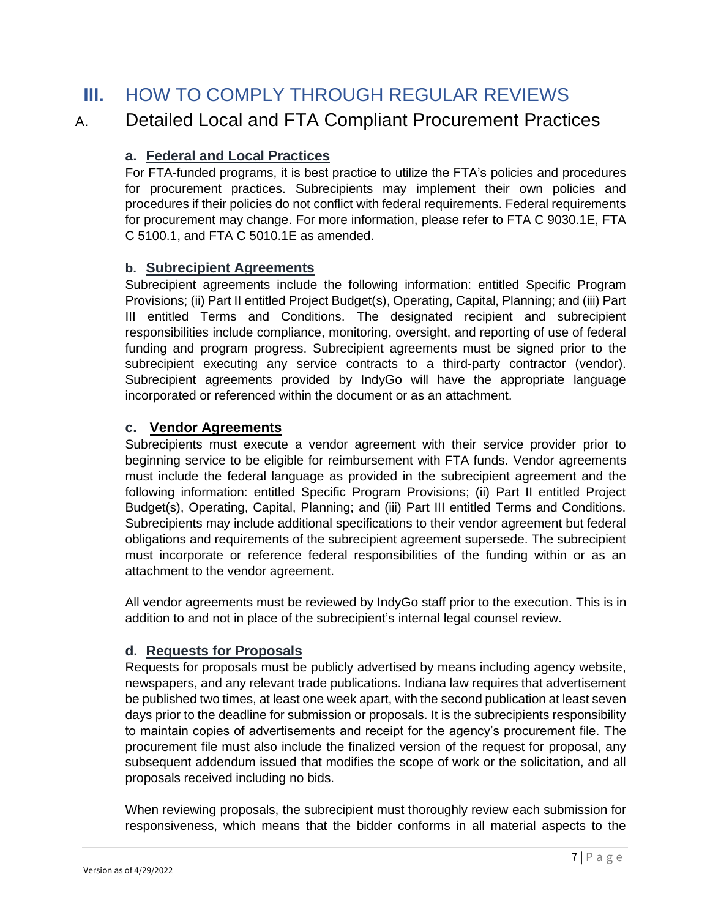# III. HOW TO COMPLY THROUGH REGULAR REVIEWS

## A. Detailed Local and FTA Compliant Procurement Practices

### a. Federal and Local Practices

For FTA-funded programs, it is best practice to utilize the FTA's policies and procedures for procurement practices. Subrecipients may implement their own policies and procedures if their policies do not conflict with federal requirements. Federal requirements for procurement may change. For more information, please refer to FTA C 9030.1E, FTA C 5100.1, and FTA C 5010.1E as amended.

### b. Subrecipient Agreements

Subrecipient agreements include the following information: entitled Specific Program Provisions; (ii) Part II entitled Project Budget(s), Operating, Capital, Planning; and (iii) Part III entitled Terms and Conditions. The designated recipient and subrecipient responsibilities include compliance, monitoring, oversight, and reporting of use of federal funding and program progress. Subrecipient agreements must be signed prior to the subrecipient executing any service contracts to a third-party contractor (vendor). Subrecipient agreements provided by IndyGo will have the appropriate language incorporated or referenced within the document or as an attachment.

### c. Vendor Agreements

Subrecipients must execute a vendor agreement with their service provider prior to beginning service to be eligible for reimbursement with FTA funds. Vendor agreements must include the federal language as provided in the subrecipient agreement and the following information: entitled Specific Program Provisions; (ii) Part II entitled Project Budget(s), Operating, Capital, Planning; and (iii) Part III entitled Terms and Conditions. Subrecipients may include additional specifications to their vendor agreement but federal obligations and requirements of the subrecipient agreement supersede. The subrecipient must incorporate or reference federal responsibilities of the funding within or as an attachment to the vendor agreement.

All vendor agreements must be reviewed by IndyGo staff prior to the execution. This is in addition to and not in place of the subrecipient's internal legal counsel review.

### d. Requests for Proposals

Requests for proposals must be publicly advertised by means including agency website, newspapers, and any relevant trade publications. Indiana law requires that advertisement be published two times, at least one week apart, with the second publication at least seven days prior to the deadline for submission or proposals. It is the subrecipients responsibility to maintain copies of advertisements and receipt for the agency's procurement file. The procurement file must also include the finalized version of the request for proposal, any subsequent addendum issued that modifies the scope of work or the solicitation, and all proposals received including no bids.

When reviewing proposals, the subrecipient must thoroughly review each submission for responsiveness, which means that the bidder conforms in all material aspects to the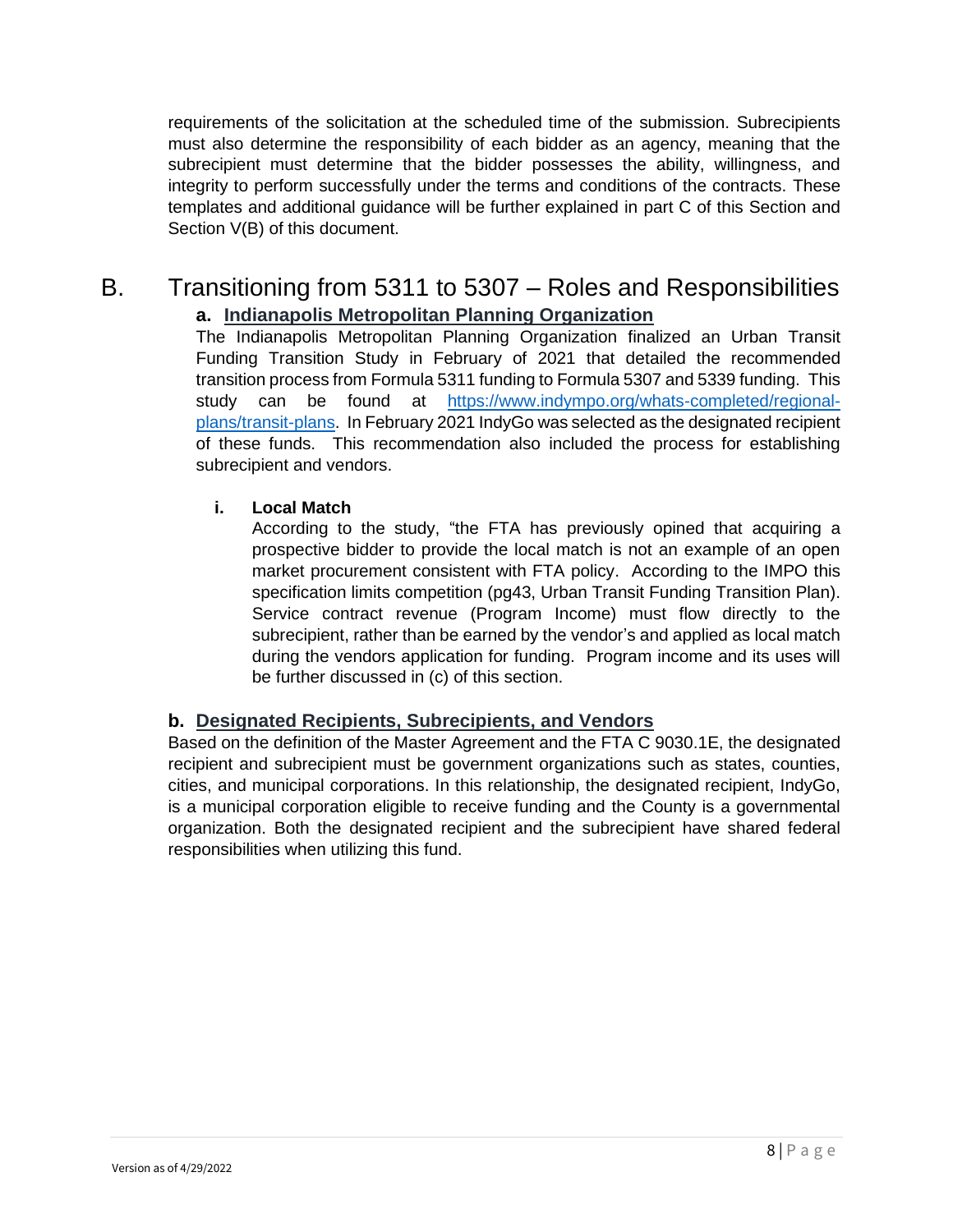requirements of the solicitation at the scheduled time of the submission. Subrecipients must also determine the responsibility of each bidder as an agency, meaning that the subrecipient must determine that the bidder possesses the ability, willingness, and integrity to perform successfully under the terms and conditions of the contracts. These templates and additional guidance will be further explained in part C of this Section and Section V(B) of this document.

## B. Transitioning from 5311 to 5307 – Roles and Responsibilities

### a. Indianapolis Metropolitan Planning Organization

The Indianapolis Metropolitan Planning Organization finalized an Urban Transit Funding Transition Study in February of 2021 that detailed the recommended transition process from Formula 5311 funding to Formula 5307 and 5339 funding. This study can be found at [https://www.indympo.org/whats-completed/regional-plans/transit-plans](https://www.indympo.org/whats-completed/regional-plans/transit-plans). In February 2021 IndyGo was selected as the designated recipient of these funds. This recommendation also included the process for establishing subrecipient and vendors.

#### i. Local Match

According to the study, "the FTA has previously opined that acquiring a prospective bidder to provide the local match is not an example of an open market procurement consistent with FTA policy. According to the IMPO this specification limits competition (pg43, Urban Transit Funding Transition Plan). Service contract revenue (Program Income) must flow directly to the subrecipient, rather than be earned by the vendor's and applied as local match during the vendors application for funding. Program income and its uses will be further discussed in (c) of this section.

### b. Designated Recipients, Subrecipients, and Vendors

Based on the definition of the Master Agreement and the FTA C 9030.1E, the designated recipient and subrecipient must be government organizations such as states, counties, cities, and municipal corporations. In this relationship, the designated recipient, IndyGo, is a municipal corporation eligible to receive funding and the County is a governmental organization. Both the designated recipient and the subrecipient have shared federal responsibilities when utilizing this fund.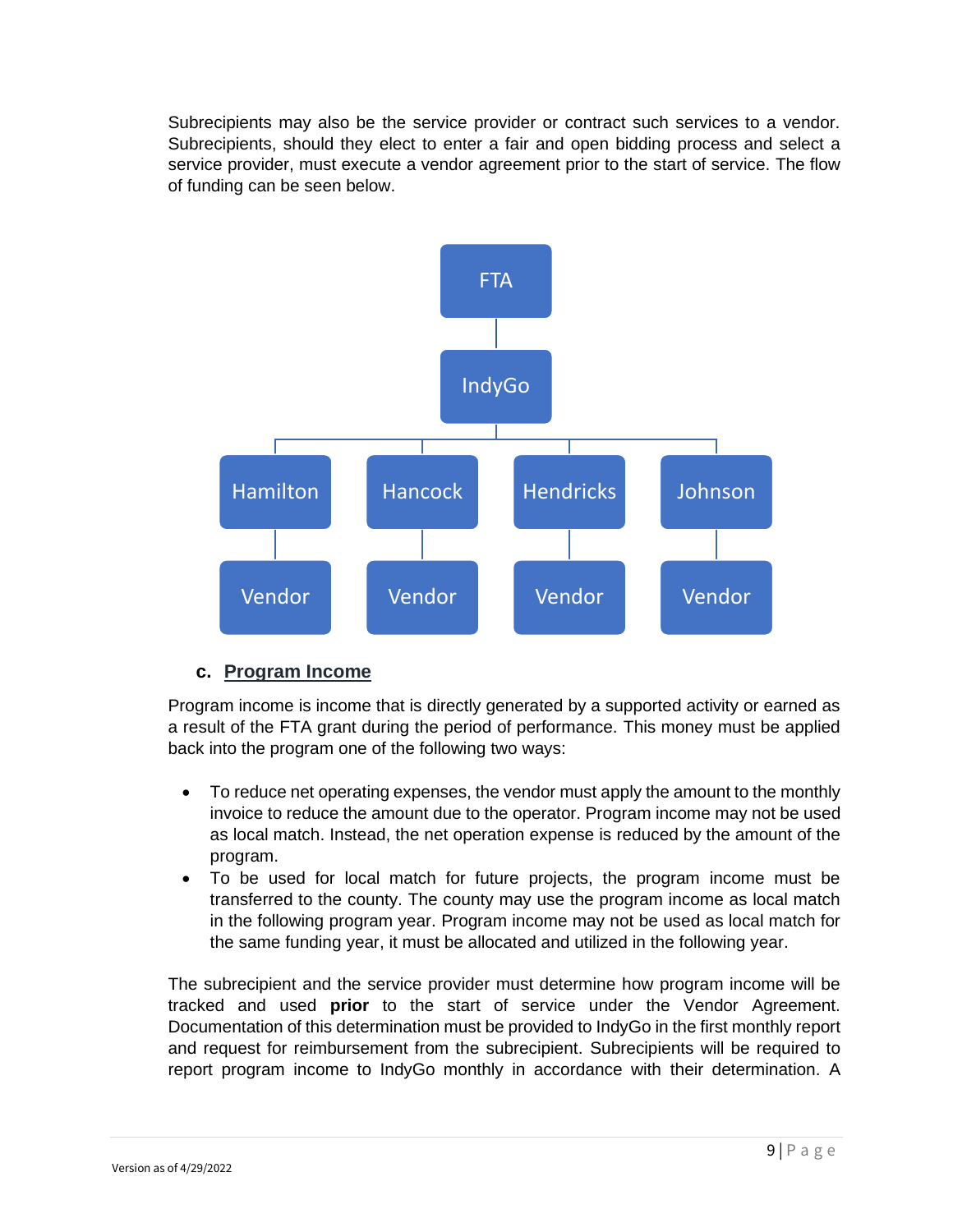Subrecipients may also be the service provider or contract such services to a vendor. Subrecipients, should they elect to enter a fair and open bidding process and select a service provider, must execute a vendor agreement prior to the start of service. The flow of funding can be seen below.

FTA

IndyGo

Hamilton | Hancock | Hendricks | Johnson

Vendor | Vendor | Vendor | Vendor

### c. Program Income

Program income is income that is directly generated by a supported activity or earned as a result of the FTA grant during the period of performance. This money must be applied back into the program one of the following two ways:

- To reduce net operating expenses, the vendor must apply the amount to the monthly invoice to reduce the amount due to the operator. Program income may not be used as local match. Instead, the net operation expense is reduced by the amount of the program.
- To be used for local match for future projects, the program income must be transferred to the county. The county may use the program income as local match in the following program year. Program income may not be used as local match for the same funding year, it must be allocated and utilized in the following year.

The subrecipient and the service provider must determine how program income will be tracked and used **prior** to the start of service under the Vendor Agreement. Documentation of this determination must be provided to IndyGo in the first monthly report and request for reimbursement from the subrecipient. Subrecipients will be required to report program income to IndyGo monthly in accordance with their determination. A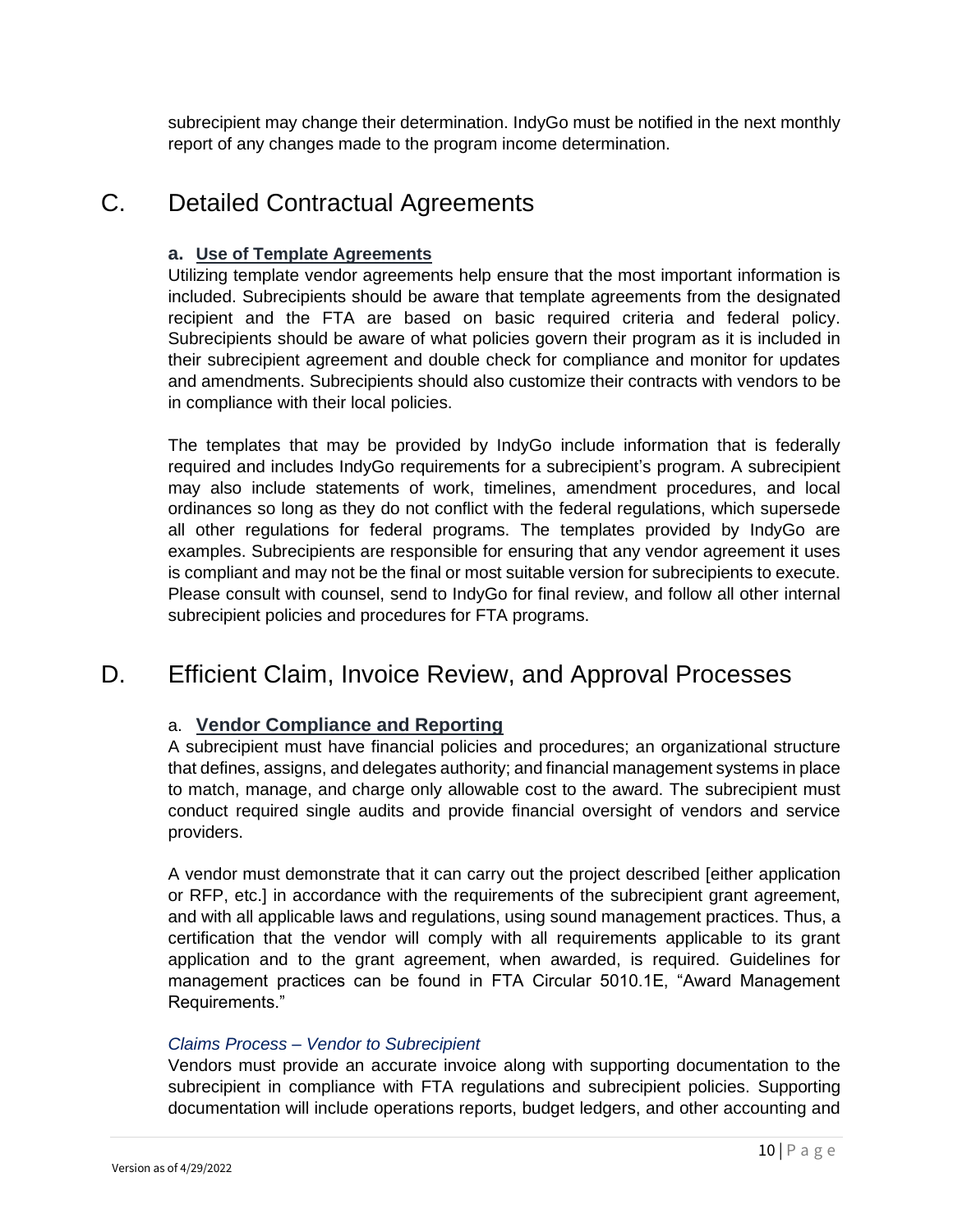subrecipient may change their determination. IndyGo must be notified in the next monthly report of any changes made to the program income determination.

## C. Detailed Contractual Agreements

### a. Use of Template Agreements

Utilizing template vendor agreements help ensure that the most important information is included. Subrecipients should be aware that template agreements from the designated recipient and the FTA are based on basic required criteria and federal policy. Subrecipients should be aware of what policies govern their program as it is included in their subrecipient agreement and double check for compliance and monitor for updates and amendments. Subrecipients should also customize their contracts with vendors to be in compliance with their local policies.

The templates that may be provided by IndyGo include information that is federally required and includes IndyGo requirements for a subrecipient's program. A subrecipient may also include statements of work, timelines, amendment procedures, and local ordinances so long as they do not conflict with the federal regulations, which supersede all other regulations for federal programs. The templates provided by IndyGo are examples. Subrecipients are responsible for ensuring that any vendor agreement it uses is compliant and may not be the final or most suitable version for subrecipients to execute. Please consult with counsel, send to IndyGo for final review, and follow all other internal subrecipient policies and procedures for FTA programs.

## D. Efficient Claim, Invoice Review, and Approval Processes

### a. Vendor Compliance and Reporting

A subrecipient must have financial policies and procedures; an organizational structure that defines, assigns, and delegates authority; and financial management systems in place to match, manage, and charge only allowable cost to the award. The subrecipient must conduct required single audits and provide financial oversight of vendors and service providers.

A vendor must demonstrate that it can carry out the project described [either application or RFP, etc.] in accordance with the requirements of the subrecipient grant agreement, and with all applicable laws and regulations, using sound management practices. Thus, a certification that the vendor will comply with all requirements applicable to its grant application and to the grant agreement, when awarded, is required. Guidelines for management practices can be found in FTA Circular 5010.1E, "Award Management Requirements."

*Claims Process – Vendor to Subrecipient*

Vendors must provide an accurate invoice along with supporting documentation to the subrecipient in compliance with FTA regulations and subrecipient policies. Supporting documentation will include operations reports, budget ledgers, and other accounting and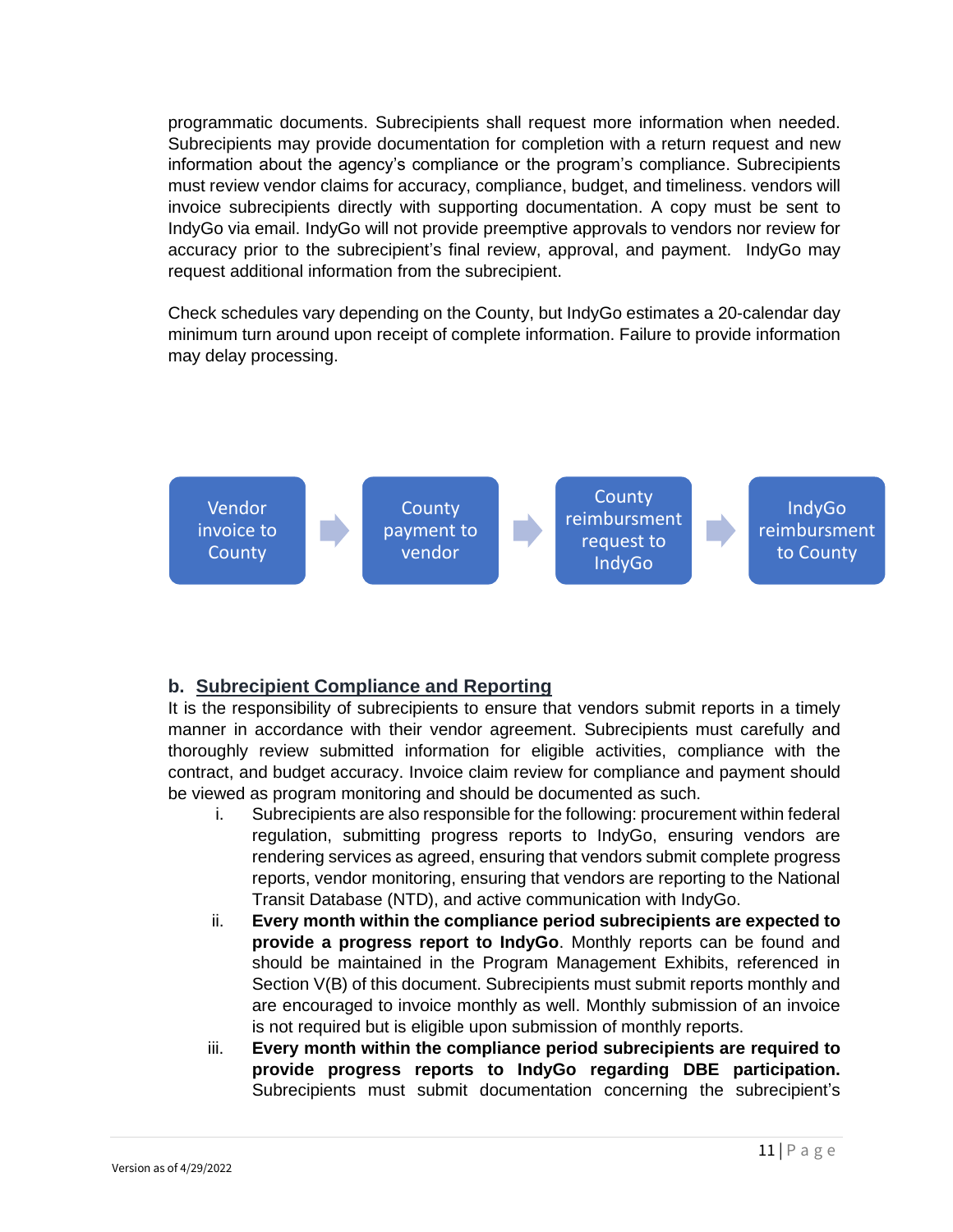programmatic documents. Subrecipients shall request more information when needed. Subrecipients may provide documentation for completion with a return request and new information about the agency's compliance or the program's compliance. Subrecipients must review vendor claims for accuracy, compliance, budget, and timeliness. vendors will invoice subrecipients directly with supporting documentation. A copy must be sent to IndyGo via email. IndyGo will not provide preemptive approvals to vendors nor review for accuracy prior to the subrecipient's final review, approval, and payment. IndyGo may request additional information from the subrecipient.

Check schedules vary depending on the County, but IndyGo estimates a 20-calendar day minimum turn around upon receipt of complete information. Failure to provide information may delay processing.

Vendor invoice to County → County payment to vendor → County reimbursment request to IndyGo → IndyGo reimbursment to County

### b. Subrecipient Compliance and Reporting

It is the responsibility of subrecipients to ensure that vendors submit reports in a timely manner in accordance with their vendor agreement. Subrecipients must carefully and thoroughly review submitted information for eligible activities, compliance with the contract, and budget accuracy. Invoice claim review for compliance and payment should be viewed as program monitoring and should be documented as such.

i. Subrecipients are also responsible for the following: procurement within federal regulation, submitting progress reports to IndyGo, ensuring vendors are rendering services as agreed, ensuring that vendors submit complete progress reports, vendor monitoring, ensuring that vendors are reporting to the National Transit Database (NTD), and active communication with IndyGo.

ii. **Every month within the compliance period subrecipients are expected to provide a progress report to IndyGo**. Monthly reports can be found and should be maintained in the Program Management Exhibits, referenced in Section V(B) of this document. Subrecipients must submit reports monthly and are encouraged to invoice monthly as well. Monthly submission of an invoice is not required but is eligible upon submission of monthly reports.

iii. **Every month within the compliance period subrecipients are required to provide progress reports to IndyGo regarding DBE participation.** Subrecipients must submit documentation concerning the subrecipient's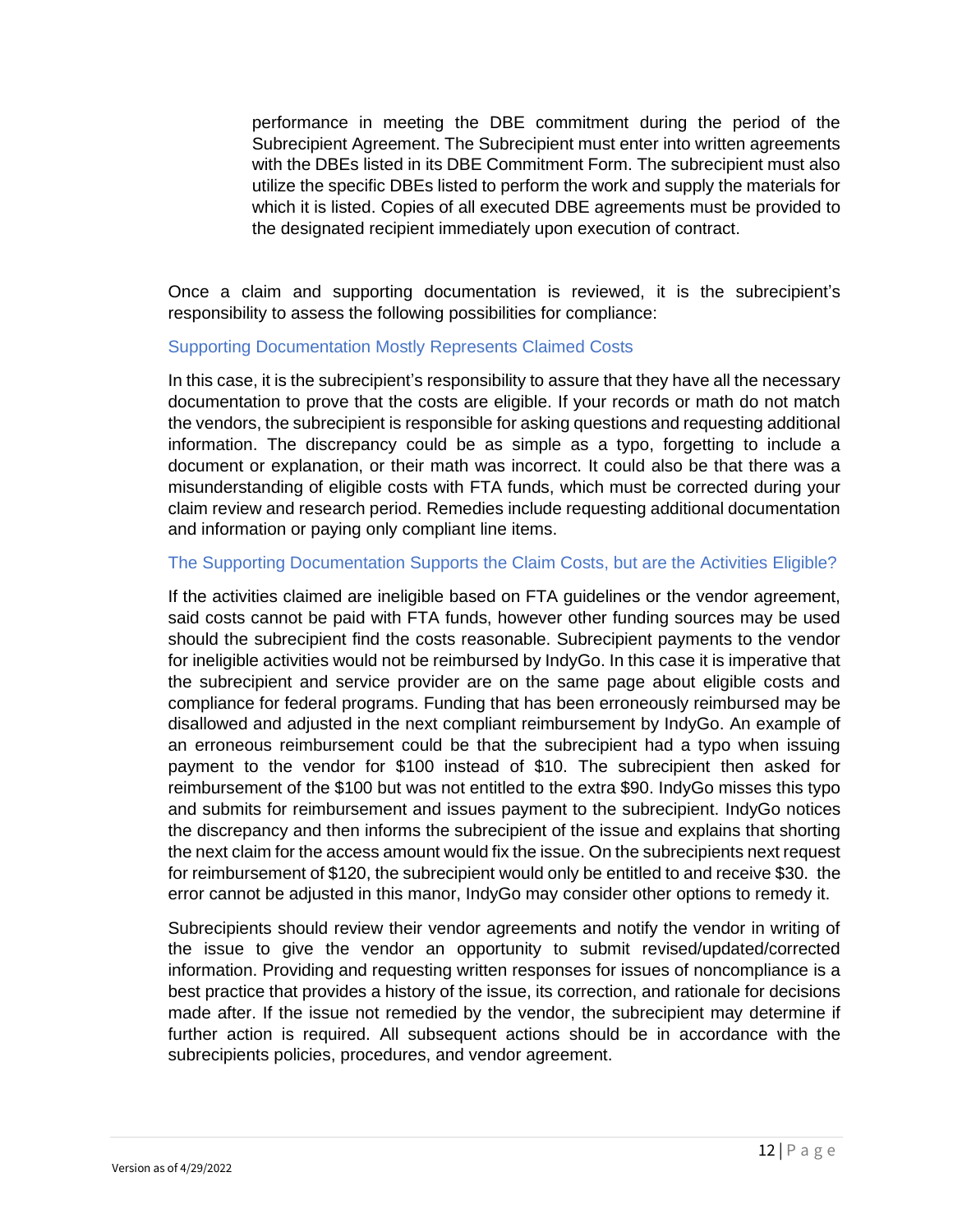performance in meeting the DBE commitment during the period of the Subrecipient Agreement. The Subrecipient must enter into written agreements with the DBEs listed in its DBE Commitment Form. The subrecipient must also utilize the specific DBEs listed to perform the work and supply the materials for which it is listed. Copies of all executed DBE agreements must be provided to the designated recipient immediately upon execution of contract.

Once a claim and supporting documentation is reviewed, it is the subrecipient's responsibility to assess the following possibilities for compliance:

### Supporting Documentation Mostly Represents Claimed Costs

In this case, it is the subrecipient's responsibility to assure that they have all the necessary documentation to prove that the costs are eligible. If your records or math do not match the vendors, the subrecipient is responsible for asking questions and requesting additional information. The discrepancy could be as simple as a typo, forgetting to include a document or explanation, or their math was incorrect. It could also be that there was a misunderstanding of eligible costs with FTA funds, which must be corrected during your claim review and research period. Remedies include requesting additional documentation and information or paying only compliant line items.

### The Supporting Documentation Supports the Claim Costs, but are the Activities Eligible?

If the activities claimed are ineligible based on FTA guidelines or the vendor agreement, said costs cannot be paid with FTA funds, however other funding sources may be used should the subrecipient find the costs reasonable. Subrecipient payments to the vendor for ineligible activities would not be reimbursed by IndyGo. In this case it is imperative that the subrecipient and service provider are on the same page about eligible costs and compliance for federal programs. Funding that has been erroneously reimbursed may be disallowed and adjusted in the next compliant reimbursement by IndyGo. An example of an erroneous reimbursement could be that the subrecipient had a typo when issuing payment to the vendor for $100 instead of $10. The subrecipient then asked for reimbursement of the $100 but was not entitled to the extra $90. IndyGo misses this typo and submits for reimbursement and issues payment to the subrecipient. IndyGo notices the discrepancy and then informs the subrecipient of the issue and explains that shorting the next claim for the access amount would fix the issue. On the subrecipients next request for reimbursement of $120, the subrecipient would only be entitled to and receive $30. the error cannot be adjusted in this manor, IndyGo may consider other options to remedy it.

Subrecipients should review their vendor agreements and notify the vendor in writing of the issue to give the vendor an opportunity to submit revised/updated/corrected information. Providing and requesting written responses for issues of noncompliance is a best practice that provides a history of the issue, its correction, and rationale for decisions made after. If the issue not remedied by the vendor, the subrecipient may determine if further action is required. All subsequent actions should be in accordance with the subrecipients policies, procedures, and vendor agreement.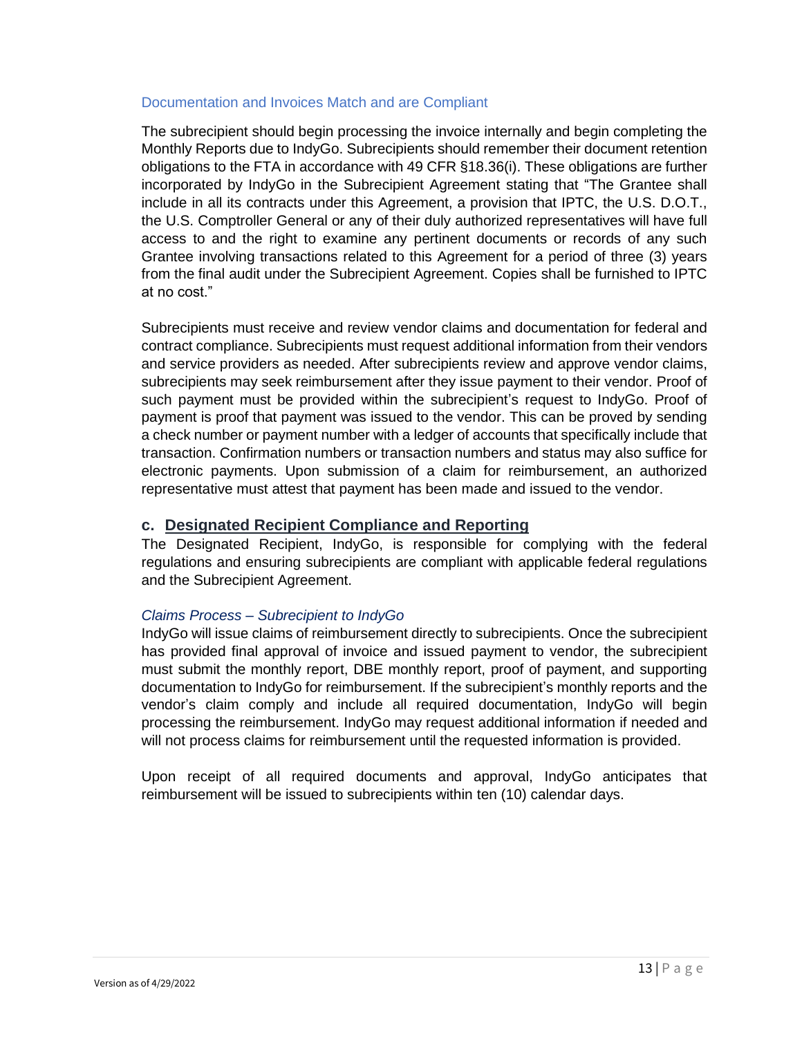### Documentation and Invoices Match and are Compliant

The subrecipient should begin processing the invoice internally and begin completing the Monthly Reports due to IndyGo. Subrecipients should remember their document retention obligations to the FTA in accordance with 49 CFR §18.36(i). These obligations are further incorporated by IndyGo in the Subrecipient Agreement stating that "The Grantee shall include in all its contracts under this Agreement, a provision that IPTC, the U.S. D.O.T., the U.S. Comptroller General or any of their duly authorized representatives will have full access to and the right to examine any pertinent documents or records of any such Grantee involving transactions related to this Agreement for a period of three (3) years from the final audit under the Subrecipient Agreement. Copies shall be furnished to IPTC at no cost."

Subrecipients must receive and review vendor claims and documentation for federal and contract compliance. Subrecipients must request additional information from their vendors and service providers as needed. After subrecipients review and approve vendor claims, subrecipients may seek reimbursement after they issue payment to their vendor. Proof of such payment must be provided within the subrecipient's request to IndyGo. Proof of payment is proof that payment was issued to the vendor. This can be proved by sending a check number or payment number with a ledger of accounts that specifically include that transaction. Confirmation numbers or transaction numbers and status may also suffice for electronic payments. Upon submission of a claim for reimbursement, an authorized representative must attest that payment has been made and issued to the vendor.

## c. Designated Recipient Compliance and Reporting

The Designated Recipient, IndyGo, is responsible for complying with the federal regulations and ensuring subrecipients are compliant with applicable federal regulations and the Subrecipient Agreement.

### *Claims Process – Subrecipient to IndyGo*

IndyGo will issue claims of reimbursement directly to subrecipients. Once the subrecipient has provided final approval of invoice and issued payment to vendor, the subrecipient must submit the monthly report, DBE monthly report, proof of payment, and supporting documentation to IndyGo for reimbursement. If the subrecipient's monthly reports and the vendor's claim comply and include all required documentation, IndyGo will begin processing the reimbursement. IndyGo may request additional information if needed and will not process claims for reimbursement until the requested information is provided.

Upon receipt of all required documents and approval, IndyGo anticipates that reimbursement will be issued to subrecipients within ten (10) calendar days.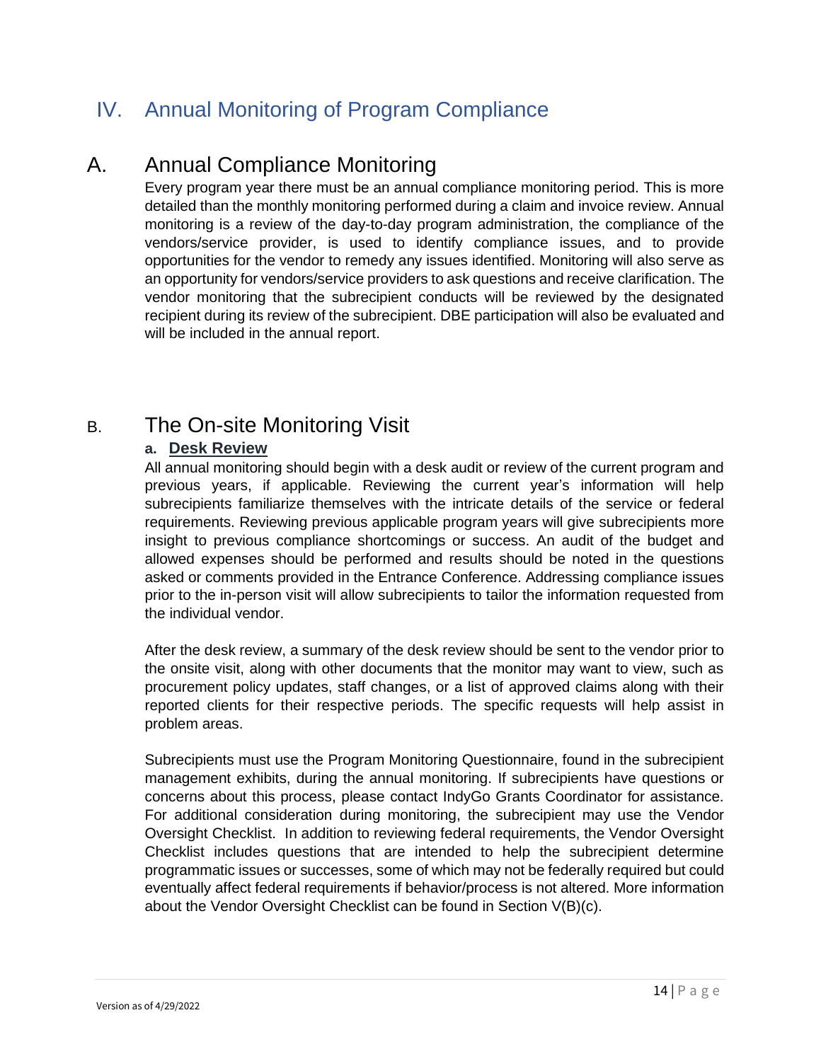# IV. Annual Monitoring of Program Compliance

## A. Annual Compliance Monitoring

Every program year there must be an annual compliance monitoring period. This is more detailed than the monthly monitoring performed during a claim and invoice review. Annual monitoring is a review of the day-to-day program administration, the compliance of the vendors/service provider, is used to identify compliance issues, and to provide opportunities for the vendor to remedy any issues identified. Monitoring will also serve as an opportunity for vendors/service providers to ask questions and receive clarification. The vendor monitoring that the subrecipient conducts will be reviewed by the designated recipient during its review of the subrecipient. DBE participation will also be evaluated and will be included in the annual report.

## B. The On-site Monitoring Visit

### a. Desk Review

All annual monitoring should begin with a desk audit or review of the current program and previous years, if applicable. Reviewing the current year's information will help subrecipients familiarize themselves with the intricate details of the service or federal requirements. Reviewing previous applicable program years will give subrecipients more insight to previous compliance shortcomings or success. An audit of the budget and allowed expenses should be performed and results should be noted in the questions asked or comments provided in the Entrance Conference. Addressing compliance issues prior to the in-person visit will allow subrecipients to tailor the information requested from the individual vendor.

After the desk review, a summary of the desk review should be sent to the vendor prior to the onsite visit, along with other documents that the monitor may want to view, such as procurement policy updates, staff changes, or a list of approved claims along with their reported clients for their respective periods. The specific requests will help assist in problem areas.

Subrecipients must use the Program Monitoring Questionnaire, found in the subrecipient management exhibits, during the annual monitoring. If subrecipients have questions or concerns about this process, please contact IndyGo Grants Coordinator for assistance. For additional consideration during monitoring, the subrecipient may use the Vendor Oversight Checklist. In addition to reviewing federal requirements, the Vendor Oversight Checklist includes questions that are intended to help the subrecipient determine programmatic issues or successes, some of which may not be federally required but could eventually affect federal requirements if behavior/process is not altered. More information about the Vendor Oversight Checklist can be found in Section V(B)(c).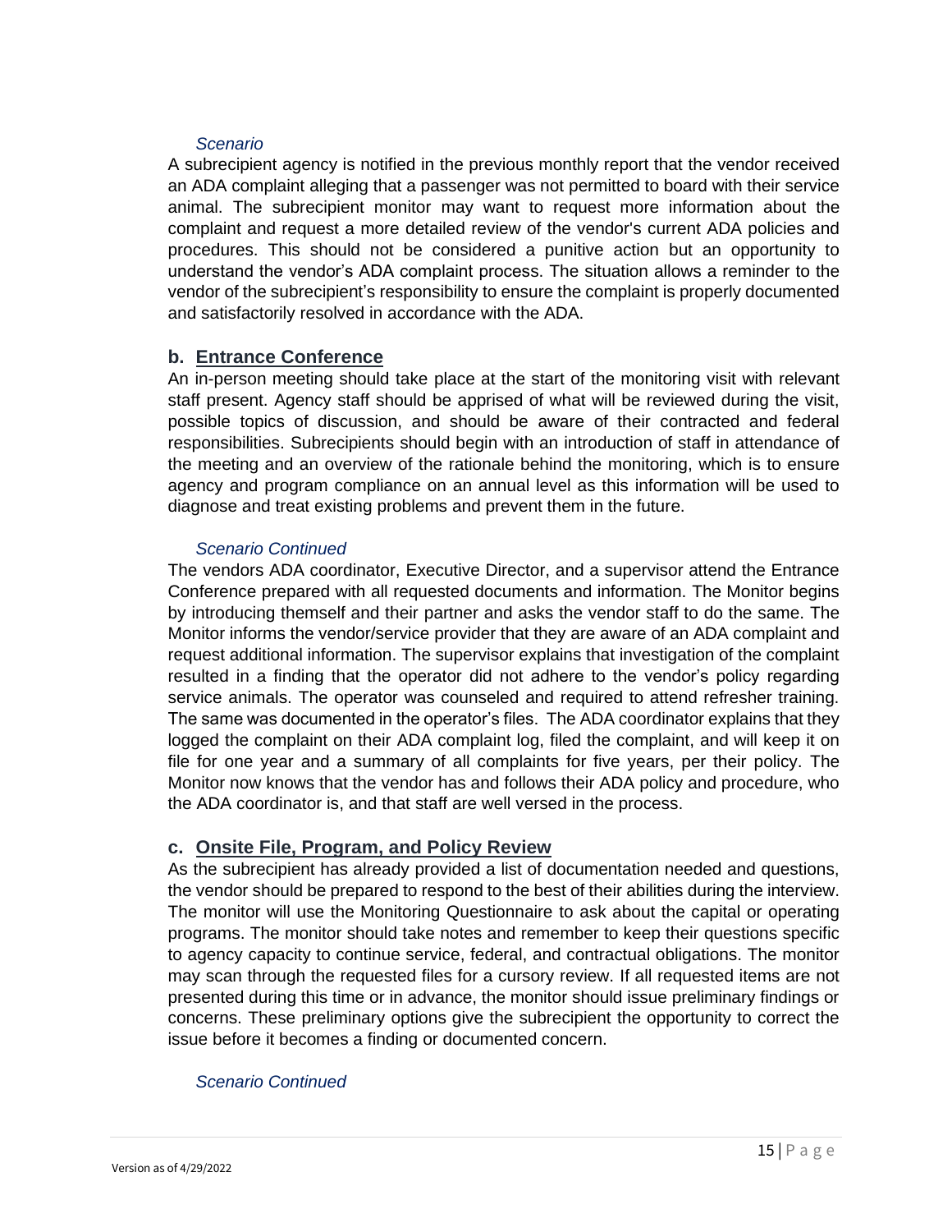*Scenario*

A subrecipient agency is notified in the previous monthly report that the vendor received an ADA complaint alleging that a passenger was not permitted to board with their service animal. The subrecipient monitor may want to request more information about the complaint and request a more detailed review of the vendor's current ADA policies and procedures. This should not be considered a punitive action but an opportunity to understand the vendor's ADA complaint process. The situation allows a reminder to the vendor of the subrecipient's responsibility to ensure the complaint is properly documented and satisfactorily resolved in accordance with the ADA.

### b. Entrance Conference

An in-person meeting should take place at the start of the monitoring visit with relevant staff present. Agency staff should be apprised of what will be reviewed during the visit, possible topics of discussion, and should be aware of their contracted and federal responsibilities. Subrecipients should begin with an introduction of staff in attendance of the meeting and an overview of the rationale behind the monitoring, which is to ensure agency and program compliance on an annual level as this information will be used to diagnose and treat existing problems and prevent them in the future.

*Scenario Continued*

The vendors ADA coordinator, Executive Director, and a supervisor attend the Entrance Conference prepared with all requested documents and information. The Monitor begins by introducing themself and their partner and asks the vendor staff to do the same. The Monitor informs the vendor/service provider that they are aware of an ADA complaint and request additional information. The supervisor explains that investigation of the complaint resulted in a finding that the operator did not adhere to the vendor's policy regarding service animals. The operator was counseled and required to attend refresher training. The same was documented in the operator's files. The ADA coordinator explains that they logged the complaint on their ADA complaint log, filed the complaint, and will keep it on file for one year and a summary of all complaints for five years, per their policy. The Monitor now knows that the vendor has and follows their ADA policy and procedure, who the ADA coordinator is, and that staff are well versed in the process.

### c. Onsite File, Program, and Policy Review

As the subrecipient has already provided a list of documentation needed and questions, the vendor should be prepared to respond to the best of their abilities during the interview. The monitor will use the Monitoring Questionnaire to ask about the capital or operating programs. The monitor should take notes and remember to keep their questions specific to agency capacity to continue service, federal, and contractual obligations. The monitor may scan through the requested files for a cursory review. If all requested items are not presented during this time or in advance, the monitor should issue preliminary findings or concerns. These preliminary options give the subrecipient the opportunity to correct the issue before it becomes a finding or documented concern.

*Scenario Continued*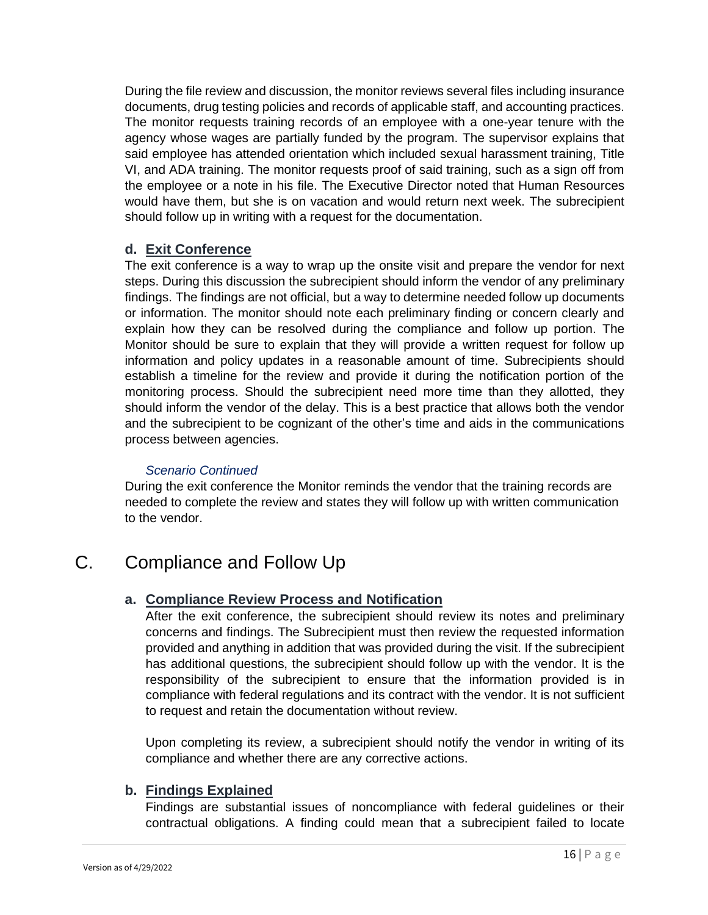During the file review and discussion, the monitor reviews several files including insurance documents, drug testing policies and records of applicable staff, and accounting practices. The monitor requests training records of an employee with a one-year tenure with the agency whose wages are partially funded by the program. The supervisor explains that said employee has attended orientation which included sexual harassment training, Title VI, and ADA training. The monitor requests proof of said training, such as a sign off from the employee or a note in his file. The Executive Director noted that Human Resources would have them, but she is on vacation and would return next week. The subrecipient should follow up in writing with a request for the documentation.

### d. Exit Conference

The exit conference is a way to wrap up the onsite visit and prepare the vendor for next steps. During this discussion the subrecipient should inform the vendor of any preliminary findings. The findings are not official, but a way to determine needed follow up documents or information. The monitor should note each preliminary finding or concern clearly and explain how they can be resolved during the compliance and follow up portion. The Monitor should be sure to explain that they will provide a written request for follow up information and policy updates in a reasonable amount of time. Subrecipients should establish a timeline for the review and provide it during the notification portion of the monitoring process. Should the subrecipient need more time than they allotted, they should inform the vendor of the delay. This is a best practice that allows both the vendor and the subrecipient to be cognizant of the other's time and aids in the communications process between agencies.

*Scenario Continued*

During the exit conference the Monitor reminds the vendor that the training records are needed to complete the review and states they will follow up with written communication to the vendor.

## C. Compliance and Follow Up

### a. Compliance Review Process and Notification

After the exit conference, the subrecipient should review its notes and preliminary concerns and findings. The Subrecipient must then review the requested information provided and anything in addition that was provided during the visit. If the subrecipient has additional questions, the subrecipient should follow up with the vendor. It is the responsibility of the subrecipient to ensure that the information provided is in compliance with federal regulations and its contract with the vendor. It is not sufficient to request and retain the documentation without review.

Upon completing its review, a subrecipient should notify the vendor in writing of its compliance and whether there are any corrective actions.

### b. Findings Explained

Findings are substantial issues of noncompliance with federal guidelines or their contractual obligations. A finding could mean that a subrecipient failed to locate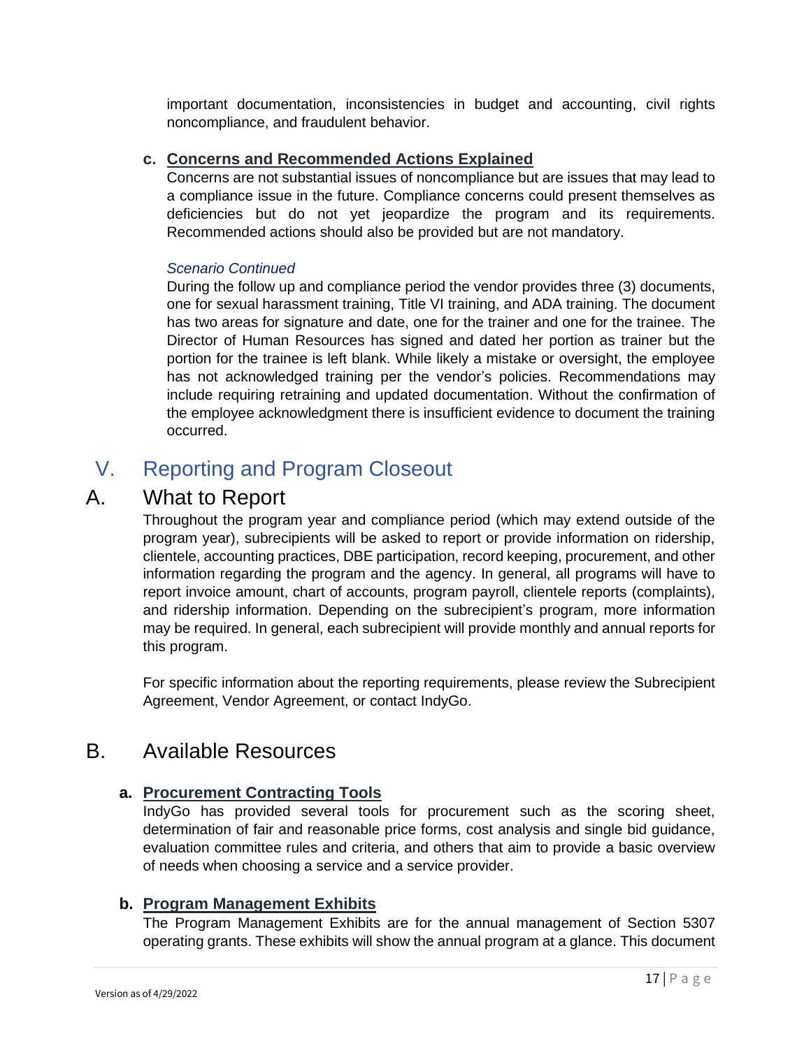important documentation, inconsistencies in budget and accounting, civil rights noncompliance, and fraudulent behavior.

### c. Concerns and Recommended Actions Explained

Concerns are not substantial issues of noncompliance but are issues that may lead to a compliance issue in the future. Compliance concerns could present themselves as deficiencies but do not yet jeopardize the program and its requirements. Recommended actions should also be provided but are not mandatory.

*Scenario Continued*

During the follow up and compliance period the vendor provides three (3) documents, one for sexual harassment training, Title VI training, and ADA training. The document has two areas for signature and date, one for the trainer and one for the trainee. The Director of Human Resources has signed and dated her portion as trainer but the portion for the trainee is left blank. While likely a mistake or oversight, the employee has not acknowledged training per the vendor's policies. Recommendations may include requiring retraining and updated documentation. Without the confirmation of the employee acknowledgment there is insufficient evidence to document the training occurred.

# V. Reporting and Program Closeout

## A. What to Report

Throughout the program year and compliance period (which may extend outside of the program year), subrecipients will be asked to report or provide information on ridership, clientele, accounting practices, DBE participation, record keeping, procurement, and other information regarding the program and the agency. In general, all programs will have to report invoice amount, chart of accounts, program payroll, clientele reports (complaints), and ridership information. Depending on the subrecipient's program, more information may be required. In general, each subrecipient will provide monthly and annual reports for this program.

For specific information about the reporting requirements, please review the Subrecipient Agreement, Vendor Agreement, or contact IndyGo.

## B. Available Resources

### a. Procurement Contracting Tools

IndyGo has provided several tools for procurement such as the scoring sheet, determination of fair and reasonable price forms, cost analysis and single bid guidance, evaluation committee rules and criteria, and others that aim to provide a basic overview of needs when choosing a service and a service provider.

### b. Program Management Exhibits

The Program Management Exhibits are for the annual management of Section 5307 operating grants. These exhibits will show the annual program at a glance. This document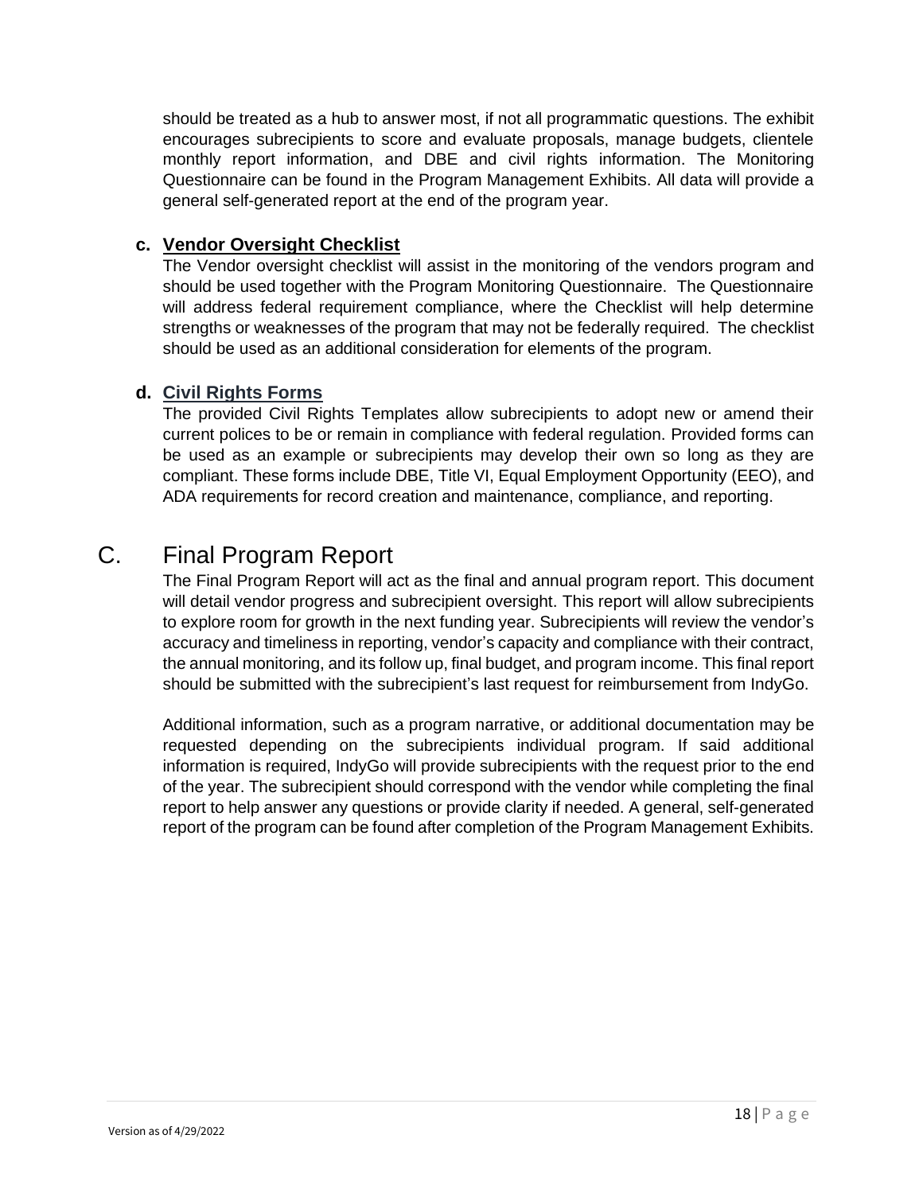should be treated as a hub to answer most, if not all programmatic questions. The exhibit encourages subrecipients to score and evaluate proposals, manage budgets, clientele monthly report information, and DBE and civil rights information. The Monitoring Questionnaire can be found in the Program Management Exhibits. All data will provide a general self-generated report at the end of the program year.

### c. Vendor Oversight Checklist

The Vendor oversight checklist will assist in the monitoring of the vendors program and should be used together with the Program Monitoring Questionnaire. The Questionnaire will address federal requirement compliance, where the Checklist will help determine strengths or weaknesses of the program that may not be federally required. The checklist should be used as an additional consideration for elements of the program.

### d. Civil Rights Forms

The provided Civil Rights Templates allow subrecipients to adopt new or amend their current polices to be or remain in compliance with federal regulation. Provided forms can be used as an example or subrecipients may develop their own so long as they are compliant. These forms include DBE, Title VI, Equal Employment Opportunity (EEO), and ADA requirements for record creation and maintenance, compliance, and reporting.

## C. Final Program Report

The Final Program Report will act as the final and annual program report. This document will detail vendor progress and subrecipient oversight. This report will allow subrecipients to explore room for growth in the next funding year. Subrecipients will review the vendor's accuracy and timeliness in reporting, vendor's capacity and compliance with their contract, the annual monitoring, and its follow up, final budget, and program income. This final report should be submitted with the subrecipient's last request for reimbursement from IndyGo.

Additional information, such as a program narrative, or additional documentation may be requested depending on the subrecipients individual program. If said additional information is required, IndyGo will provide subrecipients with the request prior to the end of the year. The subrecipient should correspond with the vendor while completing the final report to help answer any questions or provide clarity if needed. A general, self-generated report of the program can be found after completion of the Program Management Exhibits.

Version as of 4/29/2022